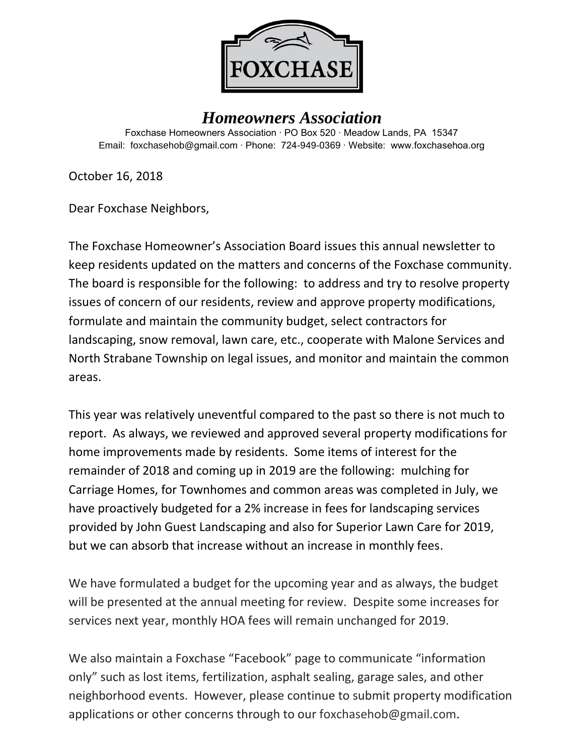**FOXCHASE**

# *Homeowners Association*

Foxchase Homeowners Association · PO Box 520 · Meadow Lands, PA 15347
Email: foxchasehob@gmail.com · Phone: 724-949-0369 · Website: www.foxchasehoa.org

October 16, 2018

Dear Foxchase Neighbors,

The Foxchase Homeowner's Association Board issues this annual newsletter to keep residents updated on the matters and concerns of the Foxchase community. The board is responsible for the following: to address and try to resolve property issues of concern of our residents, review and approve property modifications, formulate and maintain the community budget, select contractors for landscaping, snow removal, lawn care, etc., cooperate with Malone Services and North Strabane Township on legal issues, and monitor and maintain the common areas.

This year was relatively uneventful compared to the past so there is not much to report. As always, we reviewed and approved several property modifications for home improvements made by residents. Some items of interest for the remainder of 2018 and coming up in 2019 are the following: mulching for Carriage Homes, for Townhomes and common areas was completed in July, we have proactively budgeted for a 2% increase in fees for landscaping services provided by John Guest Landscaping and also for Superior Lawn Care for 2019, but we can absorb that increase without an increase in monthly fees.

We have formulated a budget for the upcoming year and as always, the budget will be presented at the annual meeting for review. Despite some increases for services next year, monthly HOA fees will remain unchanged for 2019.

We also maintain a Foxchase "Facebook" page to communicate "information only" such as lost items, fertilization, asphalt sealing, garage sales, and other neighborhood events. However, please continue to submit property modification applications or other concerns through to our foxchasehob@gmail.com.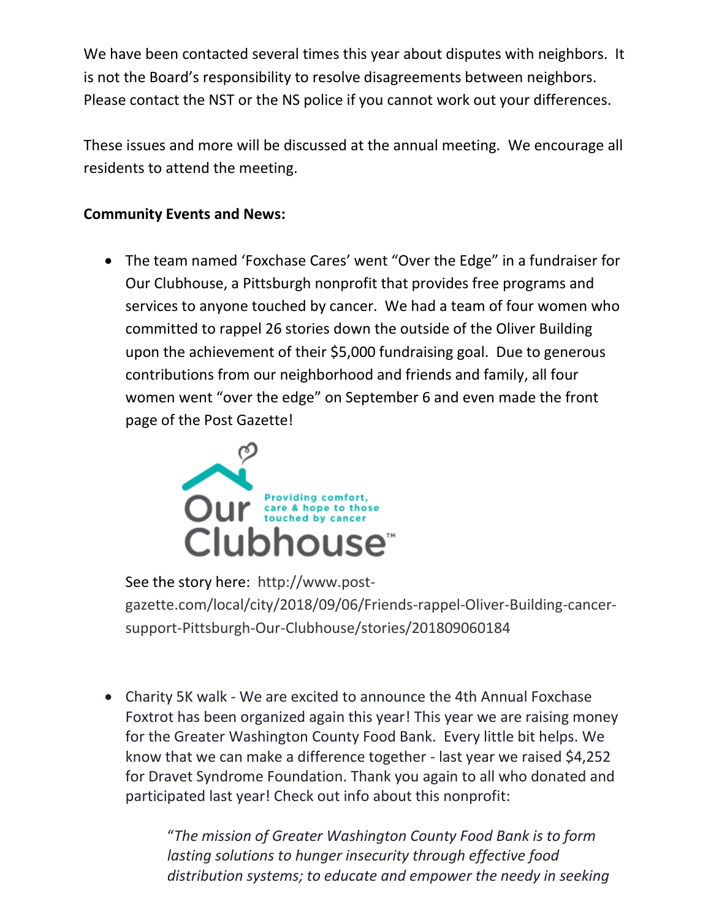We have been contacted several times this year about disputes with neighbors. It is not the Board's responsibility to resolve disagreements between neighbors. Please contact the NST or the NS police if you cannot work out your differences.

These issues and more will be discussed at the annual meeting. We encourage all residents to attend the meeting.

**Community Events and News:**

- The team named 'Foxchase Cares' went "Over the Edge" in a fundraiser for Our Clubhouse, a Pittsburgh nonprofit that provides free programs and services to anyone touched by cancer. We had a team of four women who committed to rappel 26 stories down the outside of the Oliver Building upon the achievement of their $5,000 fundraising goal. Due to generous contributions from our neighborhood and friends and family, all four women went "over the edge" on September 6 and even made the front page of the Post Gazette!

  See the story here: http://www.post-gazette.com/local/city/2018/09/06/Friends-rappel-Oliver-Building-cancer-support-Pittsburgh-Our-Clubhouse/stories/201809060184

- Charity 5K walk - We are excited to announce the 4th Annual Foxchase Foxtrot has been organized again this year! This year we are raising money for the Greater Washington County Food Bank. Every little bit helps. We know that we can make a difference together - last year we raised $4,252 for Dravet Syndrome Foundation. Thank you again to all who donated and participated last year! Check out info about this nonprofit:

  > "*The mission of Greater Washington County Food Bank is to form lasting solutions to hunger insecurity through effective food distribution systems; to educate and empower the needy in seeking*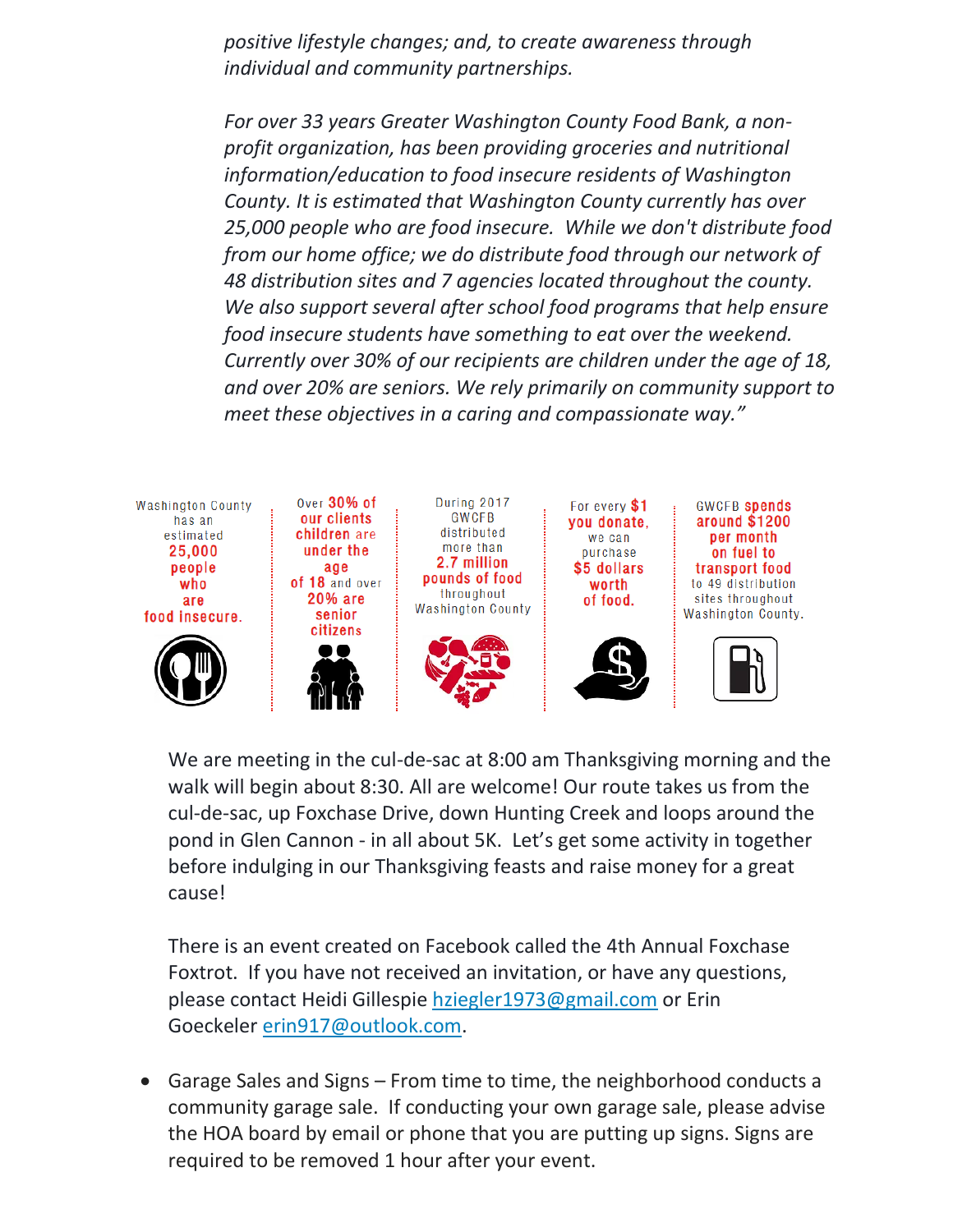*positive lifestyle changes; and, to create awareness through individual and community partnerships.*

*For over 33 years Greater Washington County Food Bank, a non-profit organization, has been providing groceries and nutritional information/education to food insecure residents of Washington County. It is estimated that Washington County currently has over 25,000 people who are food insecure. While we don't distribute food from our home office; we do distribute food through our network of 48 distribution sites and 7 agencies located throughout the county. We also support several after school food programs that help ensure food insecure students have something to eat over the weekend. Currently over 30% of our recipients are children under the age of 18, and over 20% are seniors. We rely primarily on community support to meet these objectives in a caring and compassionate way."*

Washington County has an estimated **25,000 people who are food insecure.**

Over **30% of our clients children are under the age of 18** and over **20% are senior citizens**

During 2017 GWCFB distributed more than **2.7 million pounds of food** throughout Washington County

For every **$1 you donate,** we can purchase **$5 dollars worth of food.**

GWCFB **spends around $1200 per month on fuel to transport food** to 49 distribution sites throughout Washington County.

We are meeting in the cul-de-sac at 8:00 am Thanksgiving morning and the walk will begin about 8:30. All are welcome! Our route takes us from the cul-de-sac, up Foxchase Drive, down Hunting Creek and loops around the pond in Glen Cannon - in all about 5K. Let's get some activity in together before indulging in our Thanksgiving feasts and raise money for a great cause!

There is an event created on Facebook called the 4th Annual Foxchase Foxtrot. If you have not received an invitation, or have any questions, please contact Heidi Gillespie hziegler1973@gmail.com or Erin Goeckeler erin917@outlook.com.

- Garage Sales and Signs – From time to time, the neighborhood conducts a community garage sale. If conducting your own garage sale, please advise the HOA board by email or phone that you are putting up signs. Signs are required to be removed 1 hour after your event.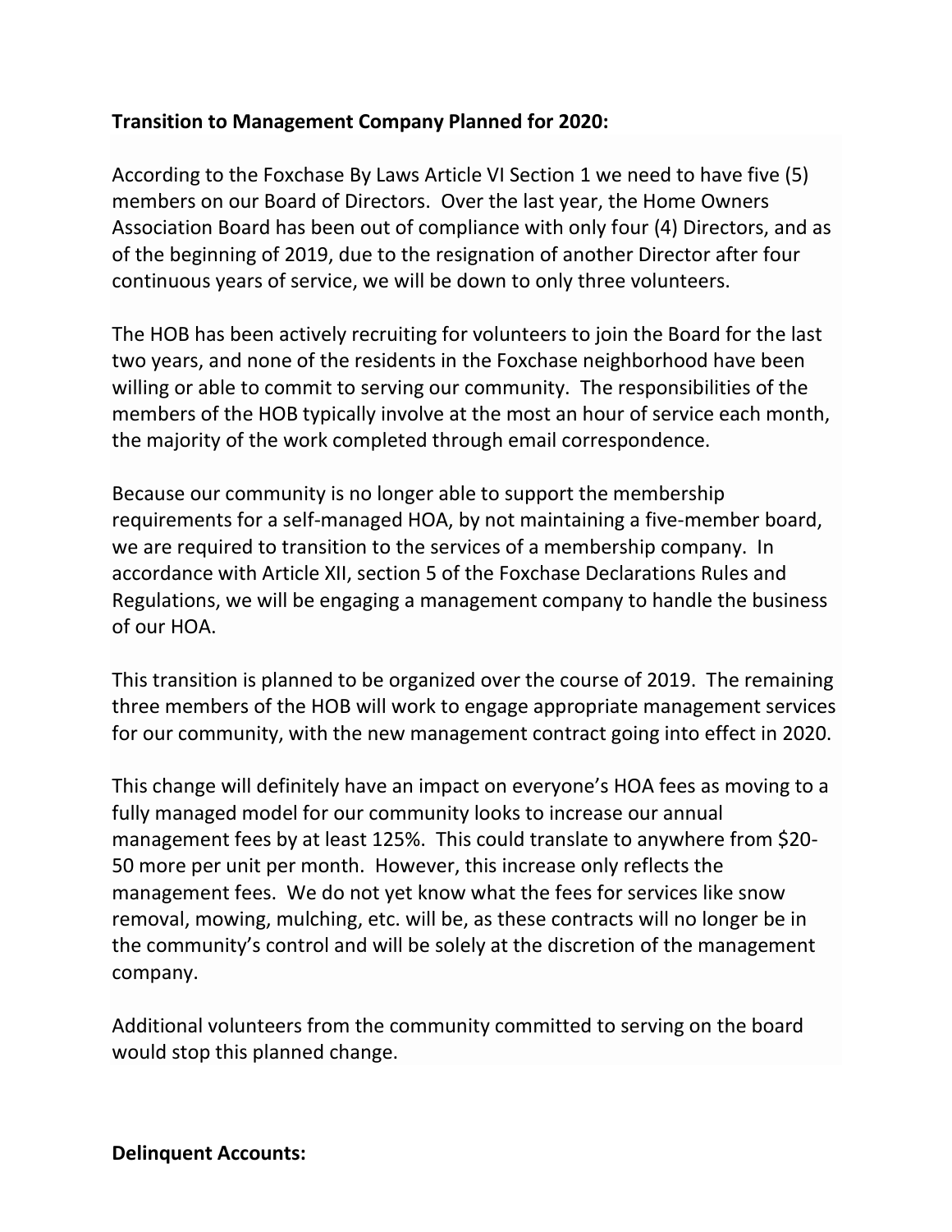**Transition to Management Company Planned for 2020:**

According to the Foxchase By Laws Article VI Section 1 we need to have five (5) members on our Board of Directors. Over the last year, the Home Owners Association Board has been out of compliance with only four (4) Directors, and as of the beginning of 2019, due to the resignation of another Director after four continuous years of service, we will be down to only three volunteers.

The HOB has been actively recruiting for volunteers to join the Board for the last two years, and none of the residents in the Foxchase neighborhood have been willing or able to commit to serving our community. The responsibilities of the members of the HOB typically involve at the most an hour of service each month, the majority of the work completed through email correspondence.

Because our community is no longer able to support the membership requirements for a self-managed HOA, by not maintaining a five-member board, we are required to transition to the services of a membership company. In accordance with Article XII, section 5 of the Foxchase Declarations Rules and Regulations, we will be engaging a management company to handle the business of our HOA.

This transition is planned to be organized over the course of 2019. The remaining three members of the HOB will work to engage appropriate management services for our community, with the new management contract going into effect in 2020.

This change will definitely have an impact on everyone's HOA fees as moving to a fully managed model for our community looks to increase our annual management fees by at least 125%. This could translate to anywhere from $20-50 more per unit per month. However, this increase only reflects the management fees. We do not yet know what the fees for services like snow removal, mowing, mulching, etc. will be, as these contracts will no longer be in the community's control and will be solely at the discretion of the management company.

Additional volunteers from the community committed to serving on the board would stop this planned change.

**Delinquent Accounts:**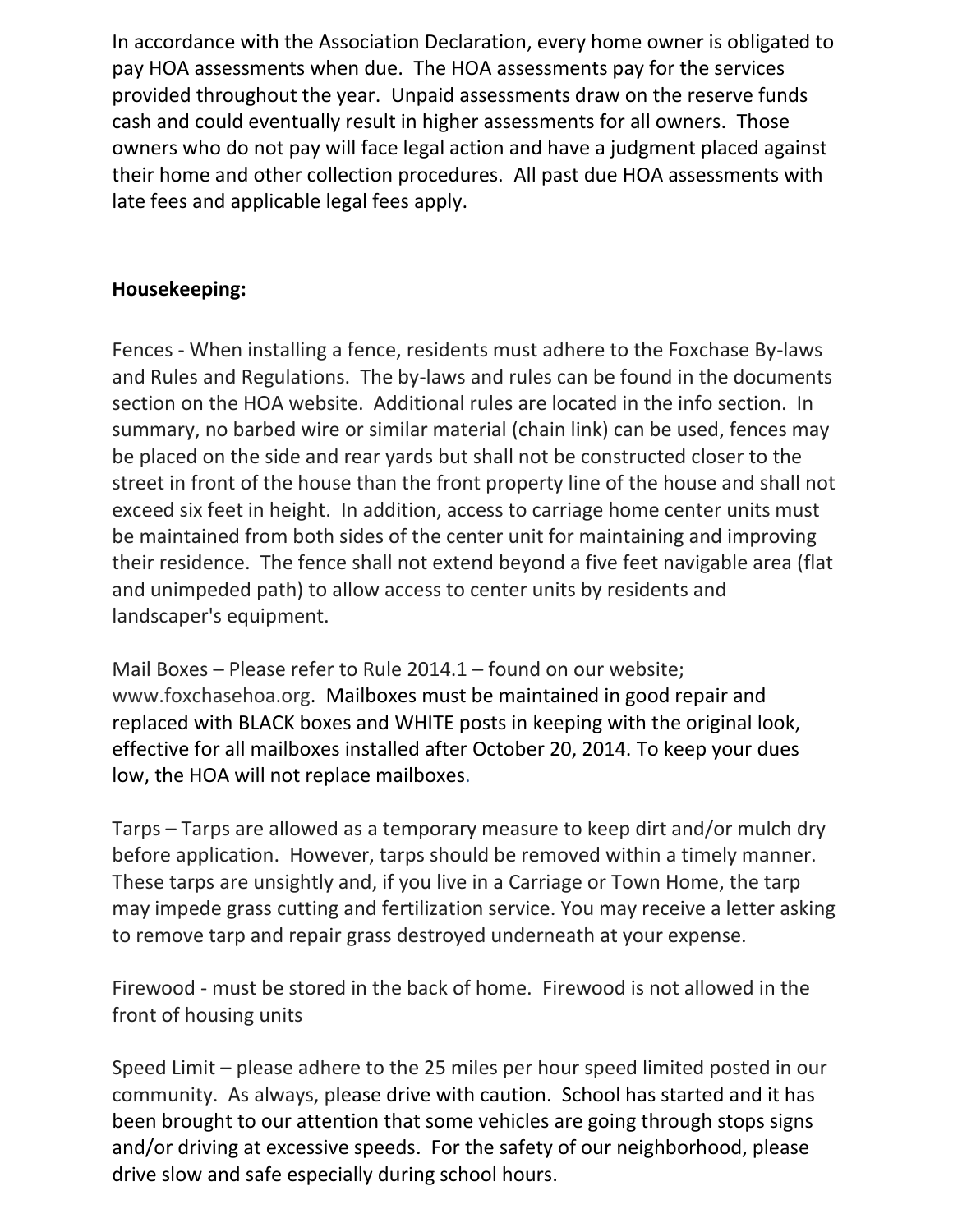In accordance with the Association Declaration, every home owner is obligated to pay HOA assessments when due. The HOA assessments pay for the services provided throughout the year. Unpaid assessments draw on the reserve funds cash and could eventually result in higher assessments for all owners. Those owners who do not pay will face legal action and have a judgment placed against their home and other collection procedures. All past due HOA assessments with late fees and applicable legal fees apply.

**Housekeeping:**

Fences - When installing a fence, residents must adhere to the Foxchase By-laws and Rules and Regulations. The by-laws and rules can be found in the documents section on the HOA website. Additional rules are located in the info section. In summary, no barbed wire or similar material (chain link) can be used, fences may be placed on the side and rear yards but shall not be constructed closer to the street in front of the house than the front property line of the house and shall not exceed six feet in height. In addition, access to carriage home center units must be maintained from both sides of the center unit for maintaining and improving their residence. The fence shall not extend beyond a five feet navigable area (flat and unimpeded path) to allow access to center units by residents and landscaper's equipment.

Mail Boxes – Please refer to Rule 2014.1 – found on our website; www.foxchasehoa.org. Mailboxes must be maintained in good repair and replaced with BLACK boxes and WHITE posts in keeping with the original look, effective for all mailboxes installed after October 20, 2014. To keep your dues low, the HOA will not replace mailboxes.

Tarps – Tarps are allowed as a temporary measure to keep dirt and/or mulch dry before application. However, tarps should be removed within a timely manner. These tarps are unsightly and, if you live in a Carriage or Town Home, the tarp may impede grass cutting and fertilization service. You may receive a letter asking to remove tarp and repair grass destroyed underneath at your expense.

Firewood - must be stored in the back of home. Firewood is not allowed in the front of housing units

Speed Limit – please adhere to the 25 miles per hour speed limited posted in our community. As always, please drive with caution. School has started and it has been brought to our attention that some vehicles are going through stops signs and/or driving at excessive speeds. For the safety of our neighborhood, please drive slow and safe especially during school hours.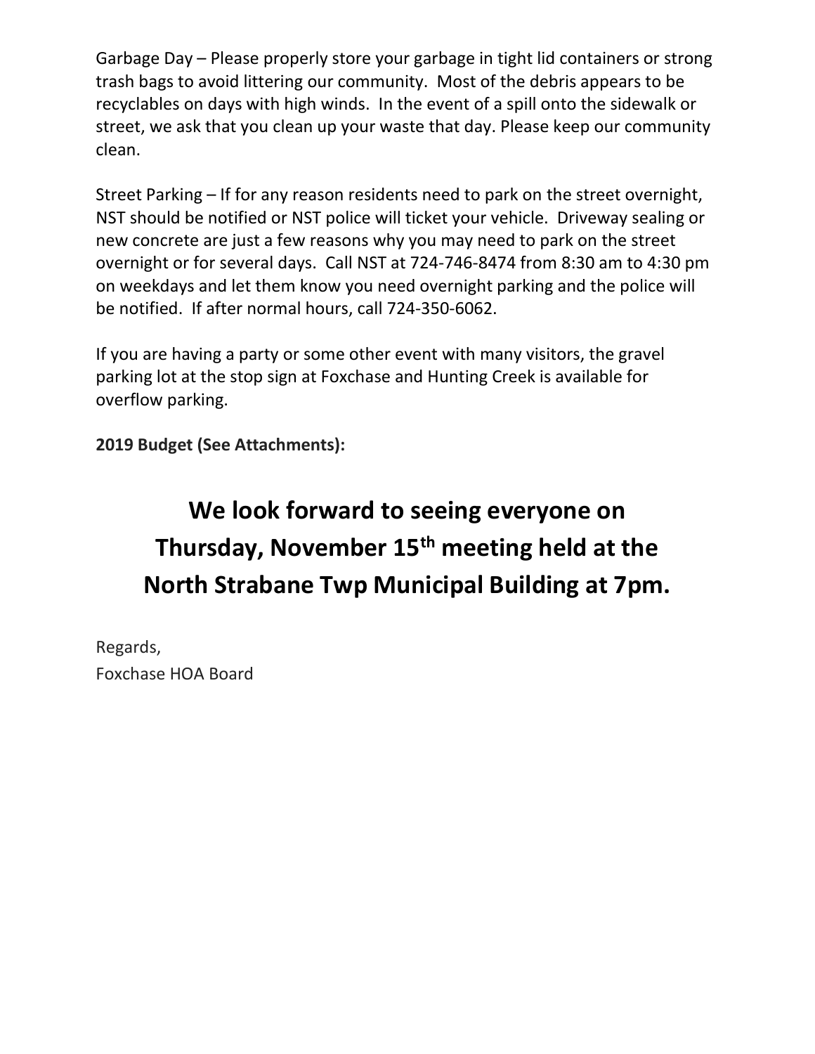Garbage Day – Please properly store your garbage in tight lid containers or strong trash bags to avoid littering our community. Most of the debris appears to be recyclables on days with high winds. In the event of a spill onto the sidewalk or street, we ask that you clean up your waste that day. Please keep our community clean.

Street Parking – If for any reason residents need to park on the street overnight, NST should be notified or NST police will ticket your vehicle. Driveway sealing or new concrete are just a few reasons why you may need to park on the street overnight or for several days. Call NST at 724-746-8474 from 8:30 am to 4:30 pm on weekdays and let them know you need overnight parking and the police will be notified. If after normal hours, call 724-350-6062.

If you are having a party or some other event with many visitors, the gravel parking lot at the stop sign at Foxchase and Hunting Creek is available for overflow parking.

**2019 Budget (See Attachments):**

## We look forward to seeing everyone on Thursday, November 15th meeting held at the North Strabane Twp Municipal Building at 7pm.

Regards,
Foxchase HOA Board